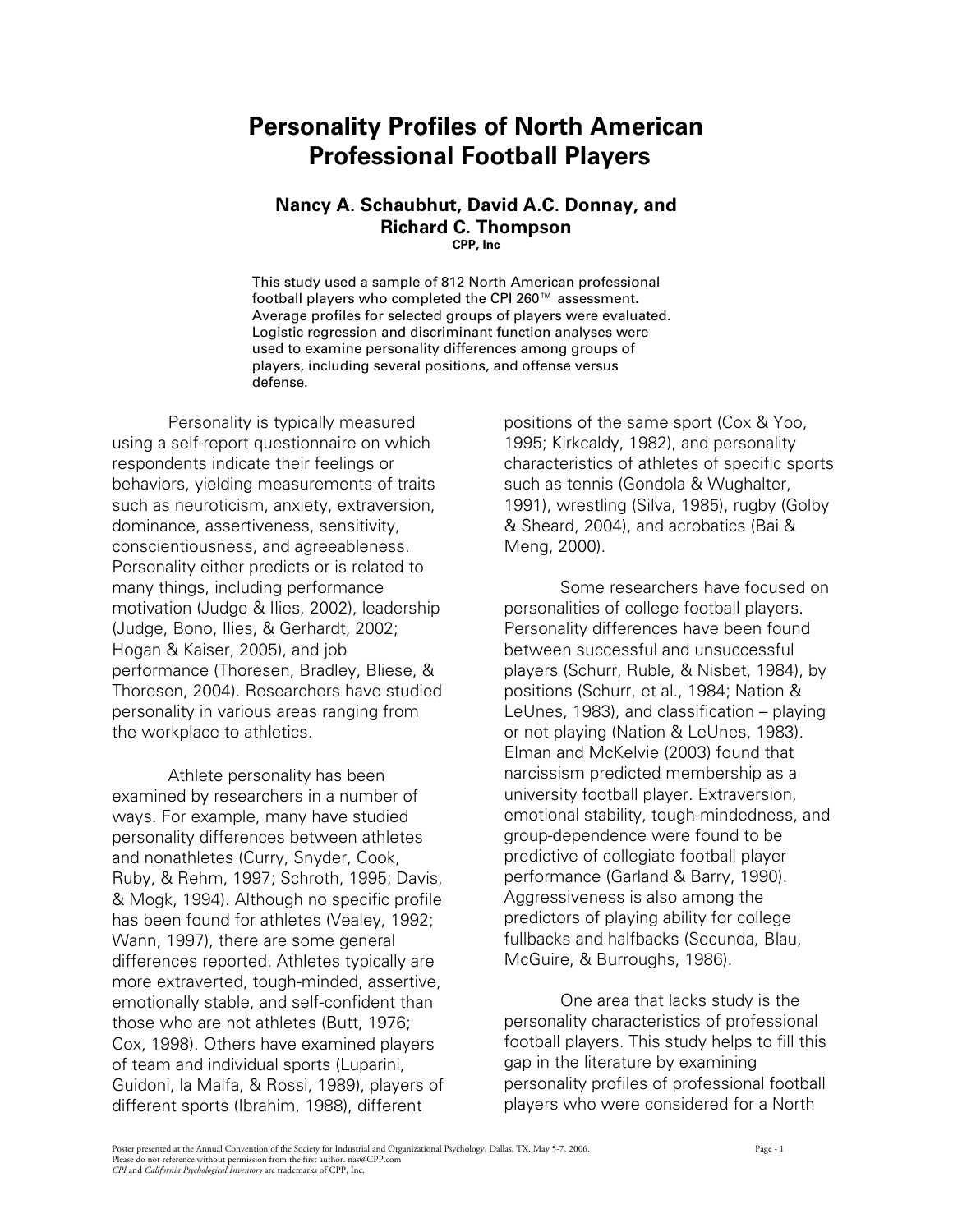# Personality Profiles of North American Professional Football Players

**Nancy A. Schaubhut, David A.C. Donnay, and Richard C. Thompson**

**CPP, Inc**

This study used a sample of 812 North American professional football players who completed the CPI 260™ assessment. Average profiles for selected groups of players were evaluated. Logistic regression and discriminant function analyses were used to examine personality differences among groups of players, including several positions, and offense versus defense.

Personality is typically measured using a self-report questionnaire on which respondents indicate their feelings or behaviors, yielding measurements of traits such as neuroticism, anxiety, extraversion, dominance, assertiveness, sensitivity, conscientiousness, and agreeableness. Personality either predicts or is related to many things, including performance motivation (Judge & Ilies, 2002), leadership (Judge, Bono, Ilies, & Gerhardt, 2002; Hogan & Kaiser, 2005), and job performance (Thoresen, Bradley, Bliese, & Thoresen, 2004). Researchers have studied personality in various areas ranging from the workplace to athletics.

Athlete personality has been examined by researchers in a number of ways. For example, many have studied personality differences between athletes and nonathletes (Curry, Snyder, Cook, Ruby, & Rehm, 1997; Schroth, 1995; Davis, & Mogk, 1994). Although no specific profile has been found for athletes (Vealey, 1992; Wann, 1997), there are some general differences reported. Athletes typically are more extraverted, tough-minded, assertive, emotionally stable, and self-confident than those who are not athletes (Butt, 1976; Cox, 1998). Others have examined players of team and individual sports (Luparini, Guidoni, la Malfa, & Rossi, 1989), players of different sports (Ibrahim, 1988), different positions of the same sport (Cox & Yoo, 1995; Kirkcaldy, 1982), and personality characteristics of athletes of specific sports such as tennis (Gondola & Wughalter, 1991), wrestling (Silva, 1985), rugby (Golby & Sheard, 2004), and acrobatics (Bai & Meng, 2000).

Some researchers have focused on personalities of college football players. Personality differences have been found between successful and unsuccessful players (Schurr, Ruble, & Nisbet, 1984), by positions (Schurr, et al., 1984; Nation & LeUnes, 1983), and classification – playing or not playing (Nation & LeUnes, 1983). Elman and McKelvie (2003) found that narcissism predicted membership as a university football player. Extraversion, emotional stability, tough-mindedness, and group-dependence were found to be predictive of collegiate football player performance (Garland & Barry, 1990). Aggressiveness is also among the predictors of playing ability for college fullbacks and halfbacks (Secunda, Blau, McGuire, & Burroughs, 1986).

One area that lacks study is the personality characteristics of professional football players. This study helps to fill this gap in the literature by examining personality profiles of professional football players who were considered for a North

Poster presented at the Annual Convention of the Society for Industrial and Organizational Psychology, Dallas, TX, May 5-7, 2006.
Please do not reference without permission from the first author. nas@CPP.com
*CPI* and *California Psychological Inventory* are trademarks of CPP, Inc.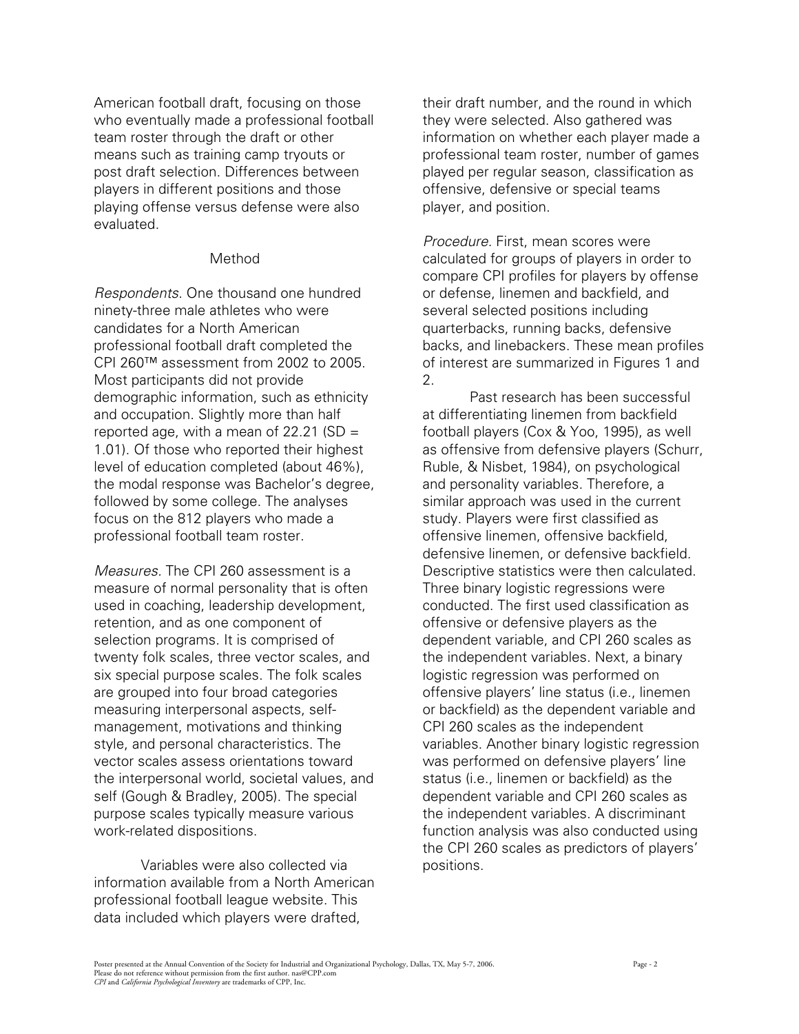American football draft, focusing on those who eventually made a professional football team roster through the draft or other means such as training camp tryouts or post draft selection. Differences between players in different positions and those playing offense versus defense were also evaluated.

## Method

*Respondents*. One thousand one hundred ninety-three male athletes who were candidates for a North American professional football draft completed the CPI 260™ assessment from 2002 to 2005. Most participants did not provide demographic information, such as ethnicity and occupation. Slightly more than half reported age, with a mean of 22.21 (SD = 1.01). Of those who reported their highest level of education completed (about 46%), the modal response was Bachelor's degree, followed by some college. The analyses focus on the 812 players who made a professional football team roster.

*Measures.* The CPI 260 assessment is a measure of normal personality that is often used in coaching, leadership development, retention, and as one component of selection programs. It is comprised of twenty folk scales, three vector scales, and six special purpose scales. The folk scales are grouped into four broad categories measuring interpersonal aspects, self-management, motivations and thinking style, and personal characteristics. The vector scales assess orientations toward the interpersonal world, societal values, and self (Gough & Bradley, 2005). The special purpose scales typically measure various work-related dispositions.

Variables were also collected via information available from a North American professional football league website. This data included which players were drafted, their draft number, and the round in which they were selected. Also gathered was information on whether each player made a professional team roster, number of games played per regular season, classification as offensive, defensive or special teams player, and position.

*Procedure.* First, mean scores were calculated for groups of players in order to compare CPI profiles for players by offense or defense, linemen and backfield, and several selected positions including quarterbacks, running backs, defensive backs, and linebackers. These mean profiles of interest are summarized in Figures 1 and 2.

Past research has been successful at differentiating linemen from backfield football players (Cox & Yoo, 1995), as well as offensive from defensive players (Schurr, Ruble, & Nisbet, 1984), on psychological and personality variables. Therefore, a similar approach was used in the current study. Players were first classified as offensive linemen, offensive backfield, defensive linemen, or defensive backfield. Descriptive statistics were then calculated. Three binary logistic regressions were conducted. The first used classification as offensive or defensive players as the dependent variable, and CPI 260 scales as the independent variables. Next, a binary logistic regression was performed on offensive players' line status (i.e., linemen or backfield) as the dependent variable and CPI 260 scales as the independent variables. Another binary logistic regression was performed on defensive players' line status (i.e., linemen or backfield) as the dependent variable and CPI 260 scales as the independent variables. A discriminant function analysis was also conducted using the CPI 260 scales as predictors of players' positions.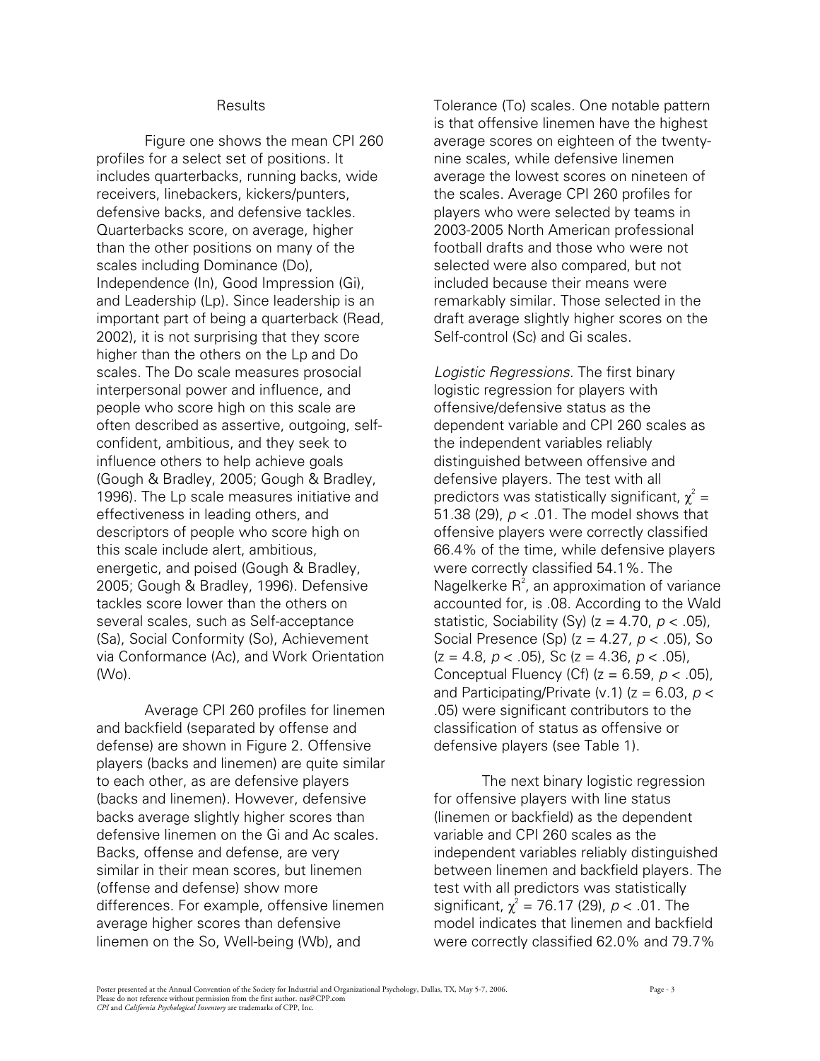## Results

Figure one shows the mean CPI 260 profiles for a select set of positions. It includes quarterbacks, running backs, wide receivers, linebackers, kickers/punters, defensive backs, and defensive tackles. Quarterbacks score, on average, higher than the other positions on many of the scales including Dominance (Do), Independence (In), Good Impression (Gi), and Leadership (Lp). Since leadership is an important part of being a quarterback (Read, 2002), it is not surprising that they score higher than the others on the Lp and Do scales. The Do scale measures prosocial interpersonal power and influence, and people who score high on this scale are often described as assertive, outgoing, self-confident, ambitious, and they seek to influence others to help achieve goals (Gough & Bradley, 2005; Gough & Bradley, 1996). The Lp scale measures initiative and effectiveness in leading others, and descriptors of people who score high on this scale include alert, ambitious, energetic, and poised (Gough & Bradley, 2005; Gough & Bradley, 1996). Defensive tackles score lower than the others on several scales, such as Self-acceptance (Sa), Social Conformity (So), Achievement via Conformance (Ac), and Work Orientation (Wo).

Average CPI 260 profiles for linemen and backfield (separated by offense and defense) are shown in Figure 2. Offensive players (backs and linemen) are quite similar to each other, as are defensive players (backs and linemen). However, defensive backs average slightly higher scores than defensive linemen on the Gi and Ac scales. Backs, offense and defense, are very similar in their mean scores, but linemen (offense and defense) show more differences. For example, offensive linemen average higher scores than defensive linemen on the So, Well-being (Wb), and Tolerance (To) scales. One notable pattern is that offensive linemen have the highest average scores on eighteen of the twenty-nine scales, while defensive linemen average the lowest scores on nineteen of the scales. Average CPI 260 profiles for players who were selected by teams in 2003-2005 North American professional football drafts and those who were not selected were also compared, but not included because their means were remarkably similar. Those selected in the draft average slightly higher scores on the Self-control (Sc) and Gi scales.

*Logistic Regressions*. The first binary logistic regression for players with offensive/defensive status as the dependent variable and CPI 260 scales as the independent variables reliably distinguished between offensive and defensive players. The test with all predictors was statistically significant, $\chi^2 = 51.38\ (29)$, $p < .01$. The model shows that offensive players were correctly classified 66.4% of the time, while defensive players were correctly classified 54.1%. The Nagelkerke $R^2$, an approximation of variance accounted for, is .08. According to the Wald statistic, Sociability (Sy) ($z = 4.70$, $p < .05$), Social Presence (Sp) ($z = 4.27$, $p < .05$), So ($z = 4.8$, $p < .05$), Sc ($z = 4.36$, $p < .05$), Conceptual Fluency (Cf) ($z = 6.59$, $p < .05$), and Participating/Private (v.1) ($z = 6.03$, $p < .05$) were significant contributors to the classification of status as offensive or defensive players (see Table 1).

The next binary logistic regression for offensive players with line status (linemen or backfield) as the dependent variable and CPI 260 scales as the independent variables reliably distinguished between linemen and backfield players. The test with all predictors was statistically significant, $\chi^2 = 76.17\ (29)$, $p < .01$. The model indicates that linemen and backfield were correctly classified 62.0% and 79.7%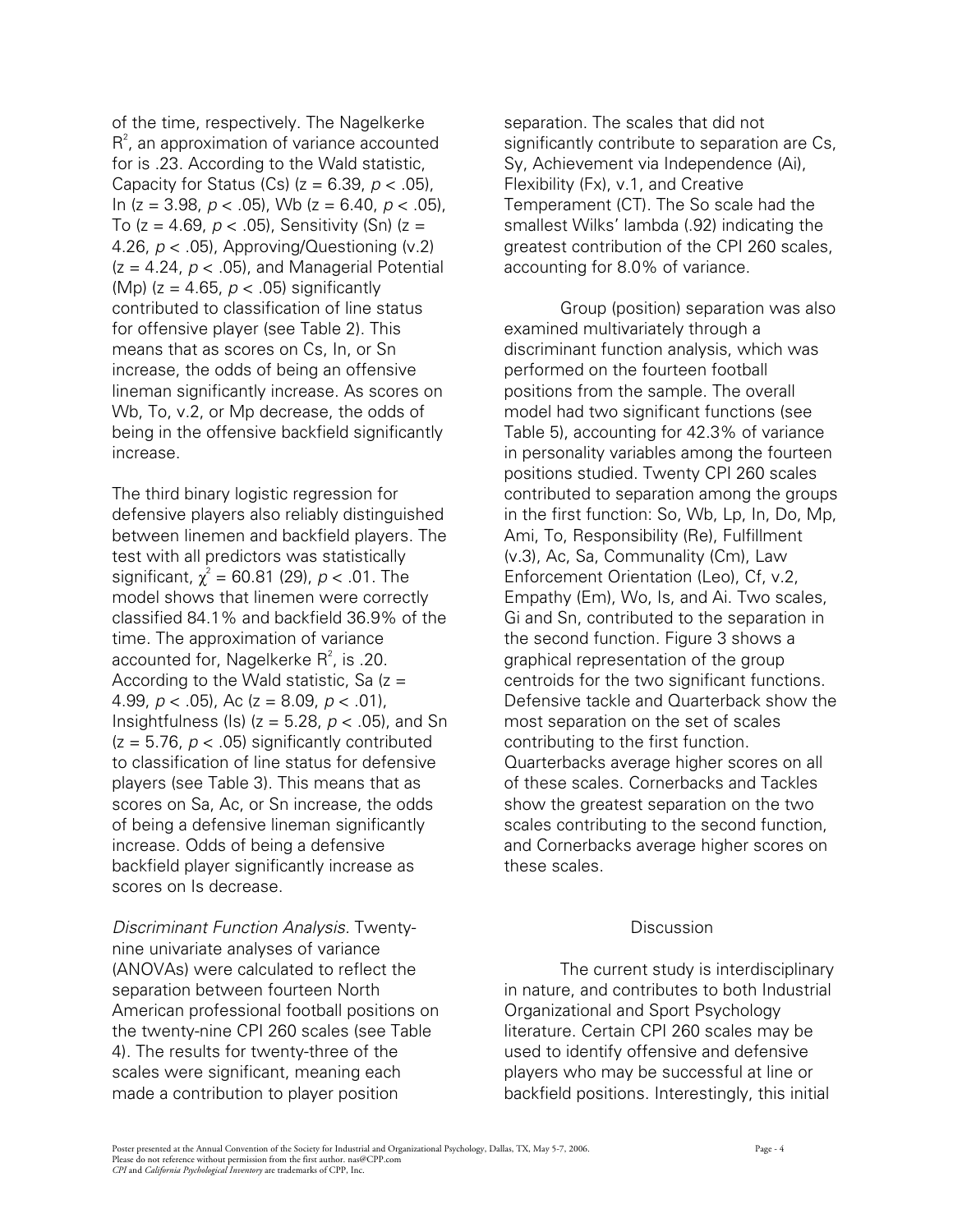of the time, respectively. The Nagelkerke $R^2$, an approximation of variance accounted for is .23. According to the Wald statistic, Capacity for Status (Cs) (z = 6.39, $p < .05$), In (z = 3.98, $p < .05$), Wb (z = 6.40, $p < .05$), To (z = 4.69, $p < .05$), Sensitivity (Sn) (z = 4.26, $p < .05$), Approving/Questioning (v.2) (z = 4.24, $p < .05$), and Managerial Potential (Mp) (z = 4.65, $p < .05$) significantly contributed to classification of line status for offensive player (see Table 2). This means that as scores on Cs, In, or Sn increase, the odds of being an offensive lineman significantly increase. As scores on Wb, To, v.2, or Mp decrease, the odds of being in the offensive backfield significantly increase.

The third binary logistic regression for defensive players also reliably distinguished between linemen and backfield players. The test with all predictors was statistically significant, $\chi^2$ = 60.81 (29), $p < .01$. The model shows that linemen were correctly classified 84.1% and backfield 36.9% of the time. The approximation of variance accounted for, Nagelkerke $R^2$, is .20. According to the Wald statistic, Sa (z = 4.99, $p < .05$), Ac (z = 8.09, $p < .01$), Insightfulness (Is) (z = 5.28, $p < .05$), and Sn (z = 5.76, $p < .05$) significantly contributed to classification of line status for defensive players (see Table 3). This means that as scores on Sa, Ac, or Sn increase, the odds of being a defensive lineman significantly increase. Odds of being a defensive backfield player significantly increase as scores on Is decrease.

*Discriminant Function Analysis.* Twenty-nine univariate analyses of variance (ANOVAs) were calculated to reflect the separation between fourteen North American professional football positions on the twenty-nine CPI 260 scales (see Table 4). The results for twenty-three of the scales were significant, meaning each made a contribution to player position separation. The scales that did not significantly contribute to separation are Cs, Sy, Achievement via Independence (Ai), Flexibility (Fx), v.1, and Creative Temperament (CT). The So scale had the smallest Wilks' lambda (.92) indicating the greatest contribution of the CPI 260 scales, accounting for 8.0% of variance.

Group (position) separation was also examined multivariately through a discriminant function analysis, which was performed on the fourteen football positions from the sample. The overall model had two significant functions (see Table 5), accounting for 42.3% of variance in personality variables among the fourteen positions studied. Twenty CPI 260 scales contributed to separation among the groups in the first function: So, Wb, Lp, In, Do, Mp, Ami, To, Responsibility (Re), Fulfillment (v.3), Ac, Sa, Communality (Cm), Law Enforcement Orientation (Leo), Cf, v.2, Empathy (Em), Wo, Is, and Ai. Two scales, Gi and Sn, contributed to the separation in the second function. Figure 3 shows a graphical representation of the group centroids for the two significant functions. Defensive tackle and Quarterback show the most separation on the set of scales contributing to the first function. Quarterbacks average higher scores on all of these scales. Cornerbacks and Tackles show the greatest separation on the two scales contributing to the second function, and Cornerbacks average higher scores on these scales.

## Discussion

The current study is interdisciplinary in nature, and contributes to both Industrial Organizational and Sport Psychology literature. Certain CPI 260 scales may be used to identify offensive and defensive players who may be successful at line or backfield positions. Interestingly, this initial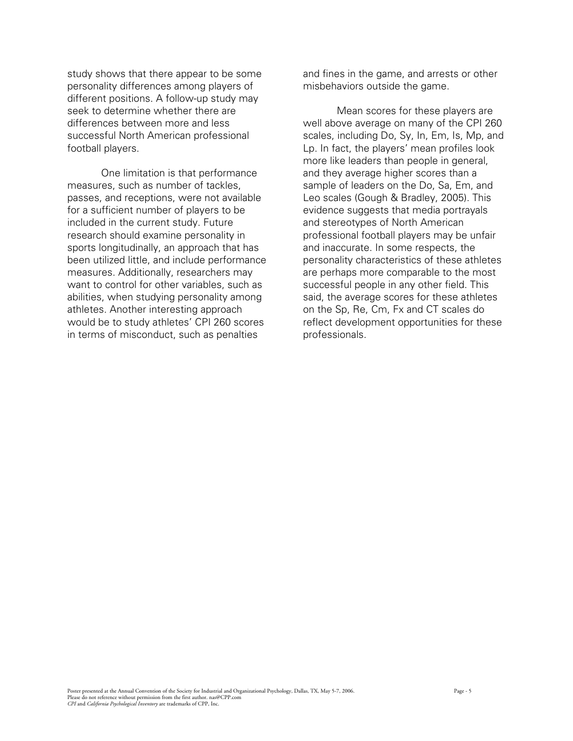study shows that there appear to be some personality differences among players of different positions. A follow-up study may seek to determine whether there are differences between more and less successful North American professional football players.

One limitation is that performance measures, such as number of tackles, passes, and receptions, were not available for a sufficient number of players to be included in the current study. Future research should examine personality in sports longitudinally, an approach that has been utilized little, and include performance measures. Additionally, researchers may want to control for other variables, such as abilities, when studying personality among athletes. Another interesting approach would be to study athletes' CPI 260 scores in terms of misconduct, such as penalties and fines in the game, and arrests or other misbehaviors outside the game.

Mean scores for these players are well above average on many of the CPI 260 scales, including Do, Sy, In, Em, Is, Mp, and Lp. In fact, the players' mean profiles look more like leaders than people in general, and they average higher scores than a sample of leaders on the Do, Sa, Em, and Leo scales (Gough & Bradley, 2005). This evidence suggests that media portrayals and stereotypes of North American professional football players may be unfair and inaccurate. In some respects, the personality characteristics of these athletes are perhaps more comparable to the most successful people in any other field. This said, the average scores for these athletes on the Sp, Re, Cm, Fx and CT scales do reflect development opportunities for these professionals.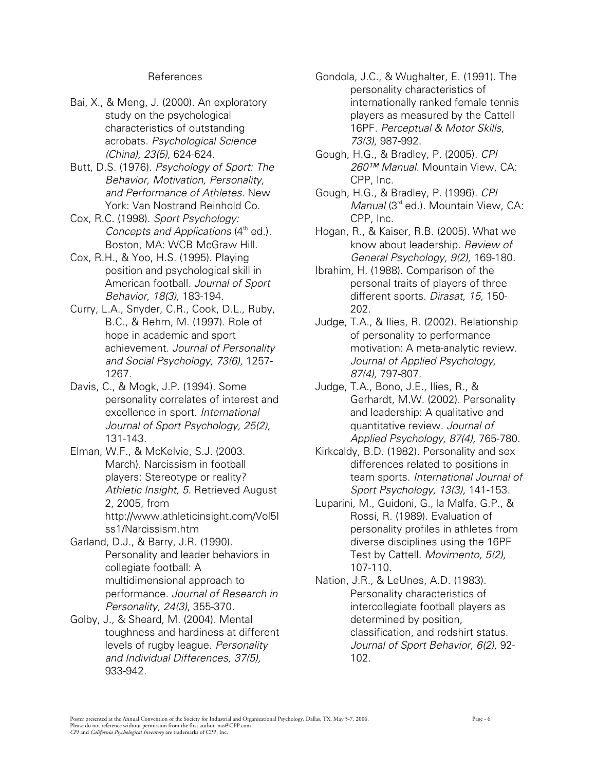## References

Bai, X., & Meng, J. (2000). An exploratory study on the psychological characteristics of outstanding acrobats. *Psychological Science (China), 23(5),* 624-624.

Butt, D.S. (1976). *Psychology of Sport: The Behavior, Motivation, Personality, and Performance of Athletes*. New York: Van Nostrand Reinhold Co.

Cox, R.C. (1998). *Sport Psychology: Concepts and Applications* (4th ed.). Boston, MA: WCB McGraw Hill.

Cox, R.H., & Yoo, H.S. (1995). Playing position and psychological skill in American football. *Journal of Sport Behavior, 18(3),* 183-194.

Curry, L.A., Snyder, C.R., Cook, D.L., Ruby, B.C., & Rehm, M. (1997). Role of hope in academic and sport achievement. *Journal of Personality and Social Psychology, 73(6),* 1257-1267.

Davis, C., & Mogk, J.P. (1994). Some personality correlates of interest and excellence in sport. *International Journal of Sport Psychology, 25(2),* 131-143.

Elman, W.F., & McKelvie, S.J. (2003. March). Narcissism in football players: Stereotype or reality? *Athletic Insight, 5*. Retrieved August 2, 2005, from http://www.athleticinsight.com/Vol5Iss1/Narcissism.htm

Garland, D.J., & Barry, J.R. (1990). Personality and leader behaviors in collegiate football: A multidimensional approach to performance. *Journal of Research in Personality, 24(3)*, 355-370.

Golby, J., & Sheard, M. (2004). Mental toughness and hardiness at different levels of rugby league. *Personality and Individual Differences, 37(5),* 933-942.

Gondola, J.C., & Wughalter, E. (1991). The personality characteristics of internationally ranked female tennis players as measured by the Cattell 16PF. *Perceptual & Motor Skills, 73(3),* 987-992.

Gough, H.G., & Bradley, P. (2005). *CPI 260™ Manual.* Mountain View, CA: CPP, Inc.

Gough, H.G., & Bradley, P. (1996). *CPI Manual* (3rd ed.). Mountain View, CA: CPP, Inc.

Hogan, R., & Kaiser, R.B. (2005). What we know about leadership. *Review of General Psychology, 9(2),* 169-180.

Ibrahim, H. (1988). Comparison of the personal traits of players of three different sports. *Dirasat, 15,* 150-202.

Judge, T.A., & Ilies, R. (2002). Relationship of personality to performance motivation: A meta-analytic review. *Journal of Applied Psychology, 87(4),* 797-807.

Judge, T.A., Bono, J.E., Ilies, R., & Gerhardt, M.W. (2002). Personality and leadership: A qualitative and quantitative review. *Journal of Applied Psychology, 87(4),* 765-780.

Kirkcaldy, B.D. (1982). Personality and sex differences related to positions in team sports. *International Journal of Sport Psychology, 13(3),* 141-153.

Luparini, M., Guidoni, G., la Malfa, G.P., & Rossi, R. (1989). Evaluation of personality profiles in athletes from diverse disciplines using the 16PF Test by Cattell. *Movimento, 5(2),* 107-110.

Nation, J.R., & LeUnes, A.D. (1983). Personality characteristics of intercollegiate football players as determined by position, classification, and redshirt status. *Journal of Sport Behavior, 6(2),* 92-102.

Poster presented at the Annual Convention of the Society for Industrial and Organizational Psychology, Dallas, TX, May 5-7, 2006.
Please do not reference without permission from the first author. nas@CPP.com
*CPI* and *California Psychological Inventory* are trademarks of CPP, Inc.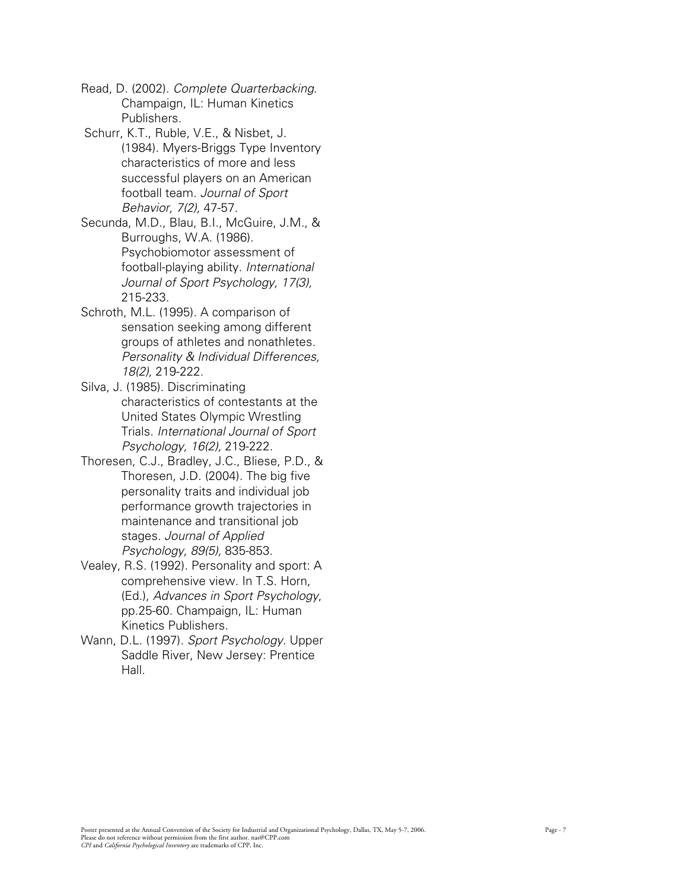Read, D. (2002). *Complete Quarterbacking*. Champaign, IL: Human Kinetics Publishers.

Schurr, K.T., Ruble, V.E., & Nisbet, J. (1984). Myers-Briggs Type Inventory characteristics of more and less successful players on an American football team. *Journal of Sport Behavior, 7(2),* 47-57.

Secunda, M.D., Blau, B.I., McGuire, J.M., & Burroughs, W.A. (1986). Psychobiomotor assessment of football-playing ability. *International Journal of Sport Psychology, 17(3),* 215-233.

Schroth, M.L. (1995). A comparison of sensation seeking among different groups of athletes and nonathletes. *Personality & Individual Differences, 18(2),* 219-222.

Silva, J. (1985). Discriminating characteristics of contestants at the United States Olympic Wrestling Trials. *International Journal of Sport Psychology, 16(2),* 219-222.

Thoresen, C.J., Bradley, J.C., Bliese, P.D., & Thoresen, J.D. (2004). The big five personality traits and individual job performance growth trajectories in maintenance and transitional job stages. *Journal of Applied Psychology, 89(5),* 835-853.

Vealey, R.S. (1992). Personality and sport: A comprehensive view. In T.S. Horn, (Ed.), *Advances in Sport Psychology*, pp.25-60. Champaign, IL: Human Kinetics Publishers.

Wann, D.L. (1997). *Sport Psychology*. Upper Saddle River, New Jersey: Prentice Hall.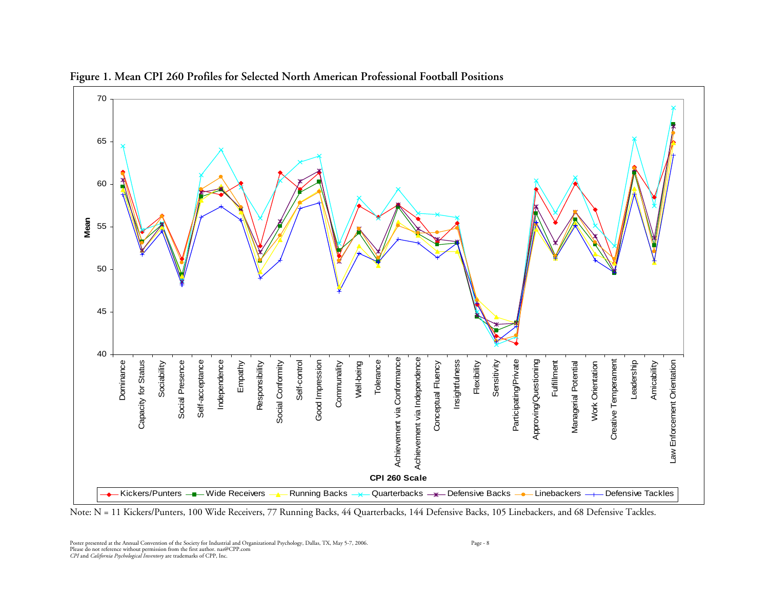**Figure 1. Mean CPI 260 Profiles for Selected North American Professional Football Positions**

Note: N = 11 Kickers/Punters, 100 Wide Receivers, 77 Running Backs, 44 Quarterbacks, 144 Defensive Backs, 105 Linebackers, and 68 Defensive Tackles.

Poster presented at the Annual Convention of the Society for Industrial and Organizational Psychology, Dallas, TX, May 5-7, 2006.
Please do not reference without permission from the first author. nas@CPP.com
*CPI* and *California Psychological Inventory* are trademarks of CPP, Inc.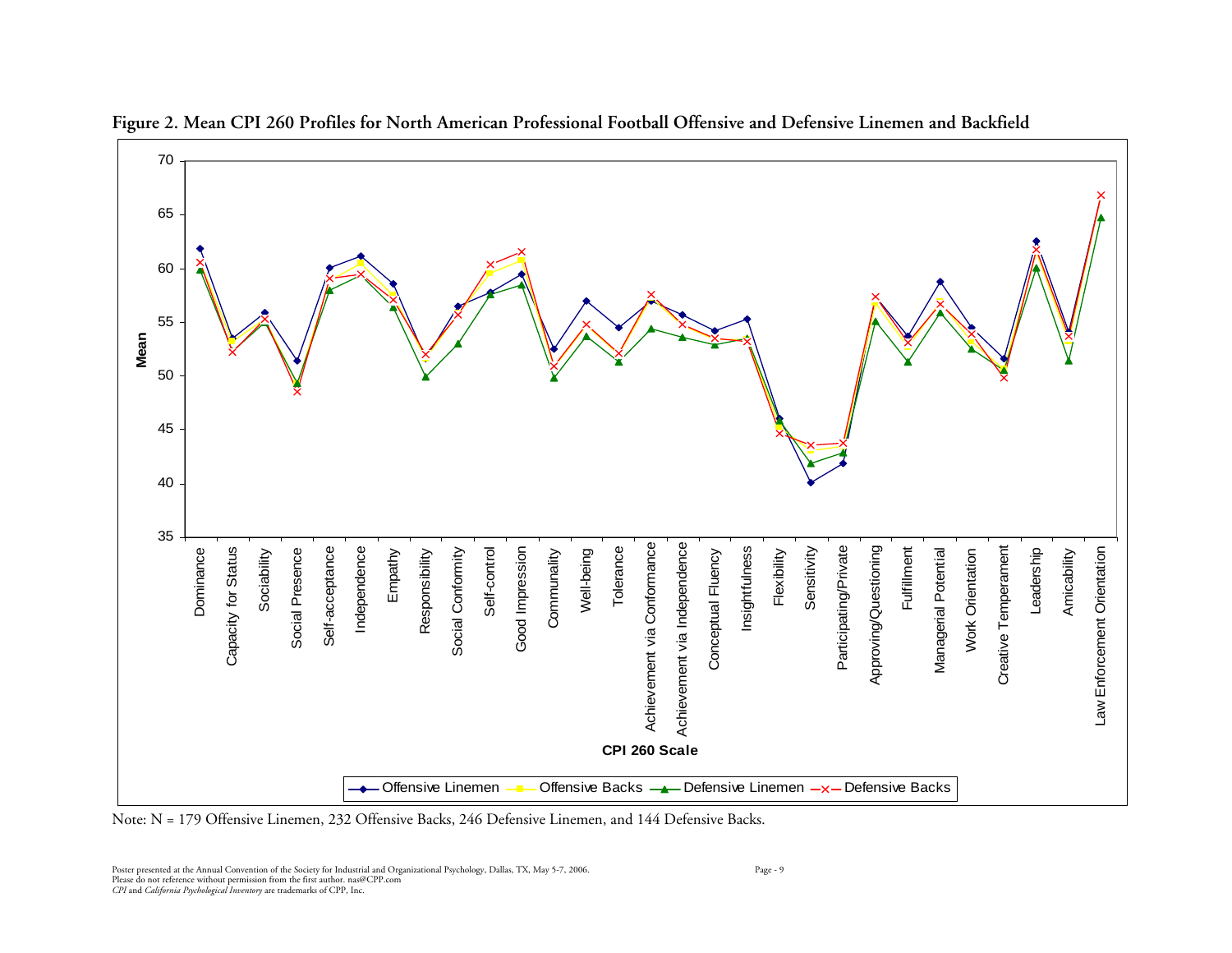**Figure 2. Mean CPI 260 Profiles for North American Professional Football Offensive and Defensive Linemen and Backfield**

Note: N = 179 Offensive Linemen, 232 Offensive Backs, 246 Defensive Linemen, and 144 Defensive Backs.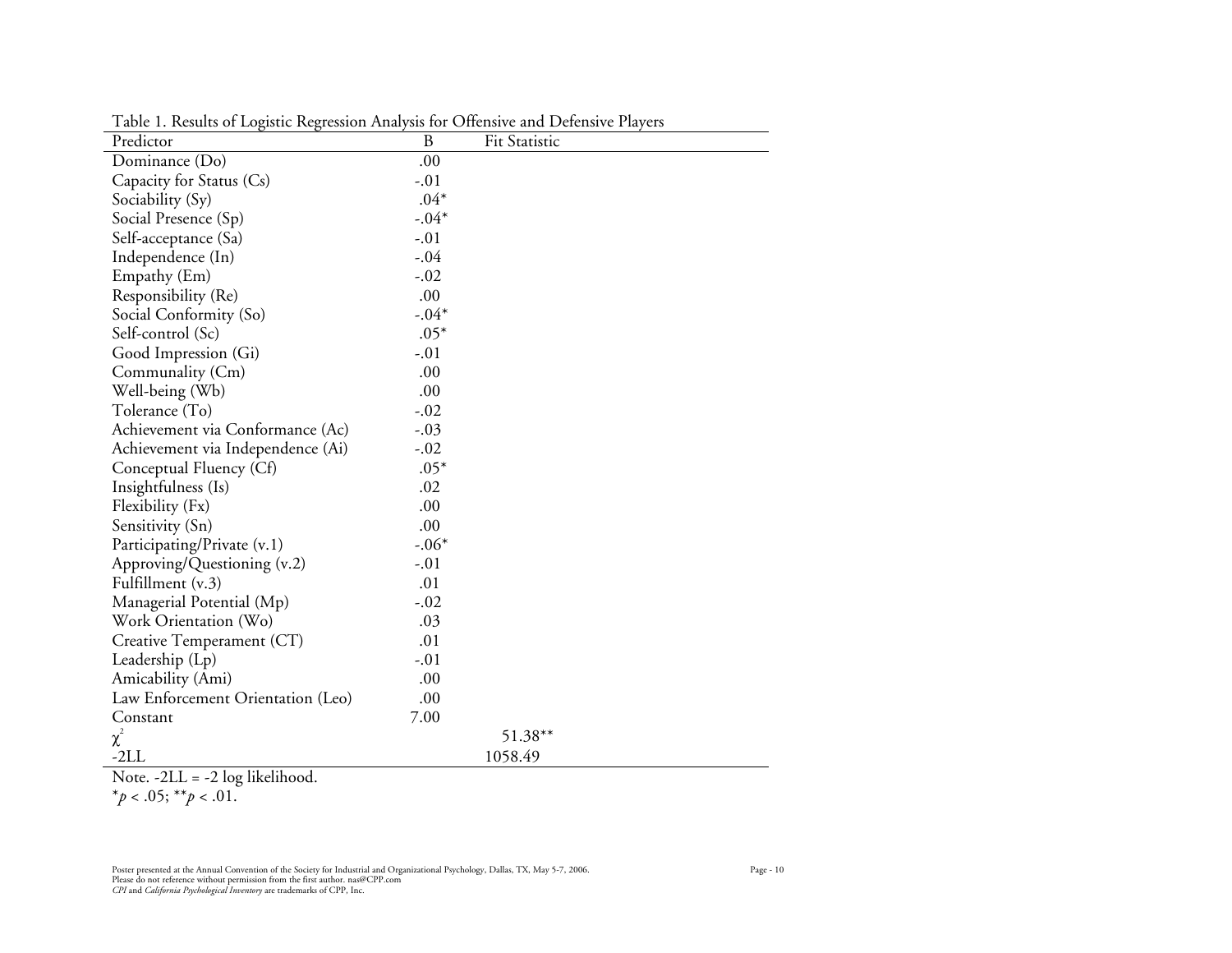Table 1. Results of Logistic Regression Analysis for Offensive and Defensive Players

| Predictor | B | Fit Statistic |
|---|---|---|
| Dominance (Do) | .00 | |
| Capacity for Status (Cs) | -.01 | |
| Sociability (Sy) | .04* | |
| Social Presence (Sp) | -.04* | |
| Self-acceptance (Sa) | -.01 | |
| Independence (In) | -.04 | |
| Empathy (Em) | -.02 | |
| Responsibility (Re) | .00 | |
| Social Conformity (So) | -.04* | |
| Self-control (Sc) | .05* | |
| Good Impression (Gi) | -.01 | |
| Communality (Cm) | .00 | |
| Well-being (Wb) | .00 | |
| Tolerance (To) | -.02 | |
| Achievement via Conformance (Ac) | -.03 | |
| Achievement via Independence (Ai) | -.02 | |
| Conceptual Fluency (Cf) | .05* | |
| Insightfulness (Is) | .02 | |
| Flexibility (Fx) | .00 | |
| Sensitivity (Sn) | .00 | |
| Participating/Private (v.1) | -.06* | |
| Approving/Questioning (v.2) | -.01 | |
| Fulfillment (v.3) | .01 | |
| Managerial Potential (Mp) | -.02 | |
| Work Orientation (Wo) | .03 | |
| Creative Temperament (CT) | .01 | |
| Leadership (Lp) | -.01 | |
| Amicability (Ami) | .00 | |
| Law Enforcement Orientation (Leo) | .00 | |
| Constant | 7.00 | |
| $\chi^2$ | | 51.38** |
| -2LL | | 1058.49 |

Note. -2LL = -2 log likelihood.
*$p < .05$; **$p < .01$.

Poster presented at the Annual Convention of the Society for Industrial and Organizational Psychology, Dallas, TX, May 5-7, 2006.
Please do not reference without permission from the first author. nas@CPP.com
*CPI* and *California Psychological Inventory* are trademarks of CPP, Inc.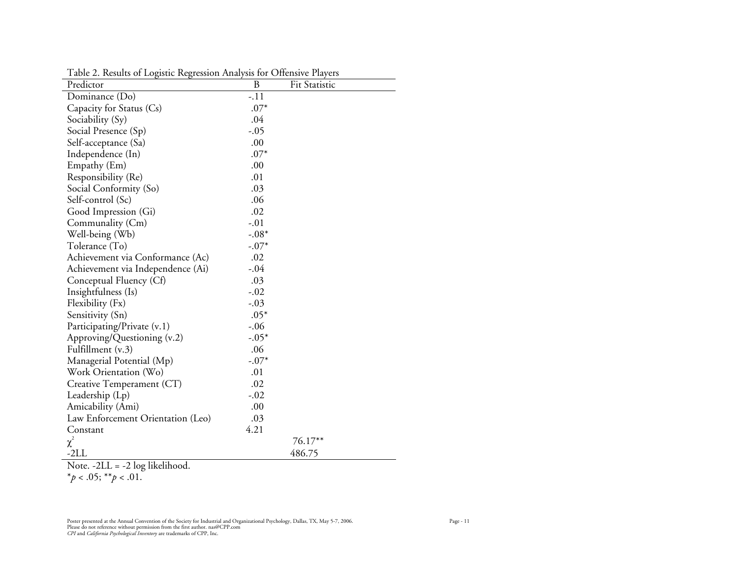Table 2. Results of Logistic Regression Analysis for Offensive Players

| Predictor | B | Fit Statistic |
|---|---|---|
| Dominance (Do) | -.11 | |
| Capacity for Status (Cs) | .07* | |
| Sociability (Sy) | .04 | |
| Social Presence (Sp) | -.05 | |
| Self-acceptance (Sa) | .00 | |
| Independence (In) | .07* | |
| Empathy (Em) | .00 | |
| Responsibility (Re) | .01 | |
| Social Conformity (So) | .03 | |
| Self-control (Sc) | .06 | |
| Good Impression (Gi) | .02 | |
| Communality (Cm) | -.01 | |
| Well-being (Wb) | -.08* | |
| Tolerance (To) | -.07* | |
| Achievement via Conformance (Ac) | .02 | |
| Achievement via Independence (Ai) | -.04 | |
| Conceptual Fluency (Cf) | .03 | |
| Insightfulness (Is) | -.02 | |
| Flexibility (Fx) | -.03 | |
| Sensitivity (Sn) | .05* | |
| Participating/Private (v.1) | -.06 | |
| Approving/Questioning (v.2) | -.05* | |
| Fulfillment (v.3) | .06 | |
| Managerial Potential (Mp) | -.07* | |
| Work Orientation (Wo) | .01 | |
| Creative Temperament (CT) | .02 | |
| Leadership (Lp) | -.02 | |
| Amicability (Ami) | .00 | |
| Law Enforcement Orientation (Leo) | .03 | |
| Constant | 4.21 | |
| $\chi^2$ | | 76.17** |
| -2LL | | 486.75 |

Note. -2LL = -2 log likelihood.
*$p < .05$; **$p < .01$.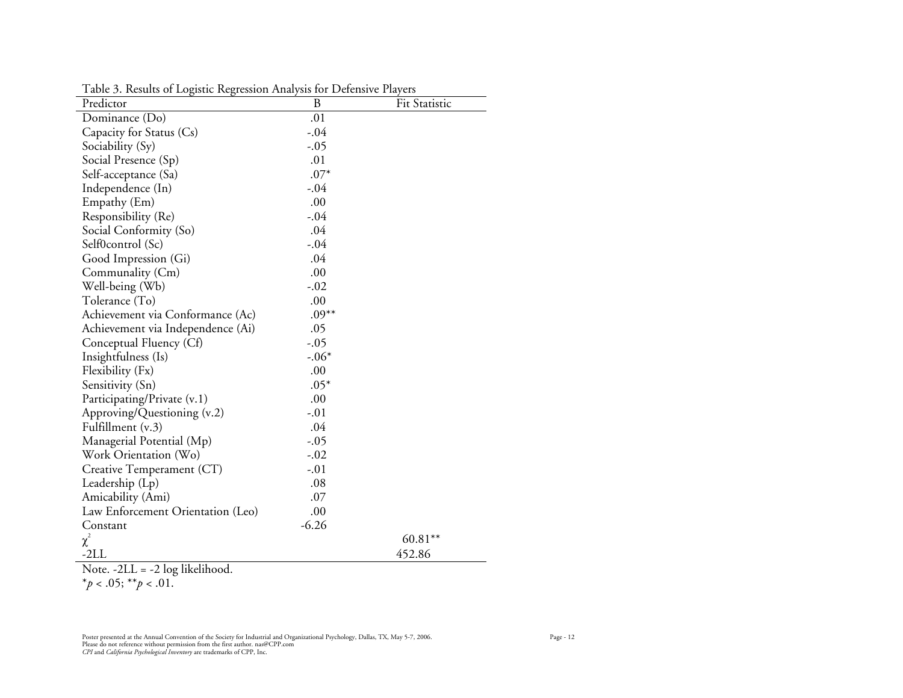Table 3. Results of Logistic Regression Analysis for Defensive Players

| Predictor | B | Fit Statistic |
|---|---|---|
| Dominance (Do) | .01 | |
| Capacity for Status (Cs) | -.04 | |
| Sociability (Sy) | -.05 | |
| Social Presence (Sp) | .01 | |
| Self-acceptance (Sa) | .07* | |
| Independence (In) | -.04 | |
| Empathy (Em) | .00 | |
| Responsibility (Re) | -.04 | |
| Social Conformity (So) | .04 | |
| Self0control (Sc) | -.04 | |
| Good Impression (Gi) | .04 | |
| Communality (Cm) | .00 | |
| Well-being (Wb) | -.02 | |
| Tolerance (To) | .00 | |
| Achievement via Conformance (Ac) | .09** | |
| Achievement via Independence (Ai) | .05 | |
| Conceptual Fluency (Cf) | -.05 | |
| Insightfulness (Is) | -.06* | |
| Flexibility (Fx) | .00 | |
| Sensitivity (Sn) | .05* | |
| Participating/Private (v.1) | .00 | |
| Approving/Questioning (v.2) | -.01 | |
| Fulfillment (v.3) | .04 | |
| Managerial Potential (Mp) | -.05 | |
| Work Orientation (Wo) | -.02 | |
| Creative Temperament (CT) | -.01 | |
| Leadership (Lp) | .08 | |
| Amicability (Ami) | .07 | |
| Law Enforcement Orientation (Leo) | .00 | |
| Constant | -6.26 | |
| $\chi^2$ | | 60.81** |
| -2LL | | 452.86 |

Note. -2LL = -2 log likelihood.
*$p < .05$; **$p < .01$.

Poster presented at the Annual Convention of the Society for Industrial and Organizational Psychology, Dallas, TX, May 5-7, 2006.
Please do not reference without permission from the first author. nas@CPP.com
*CPI* and *California Psychological Inventory* are trademarks of CPP, Inc.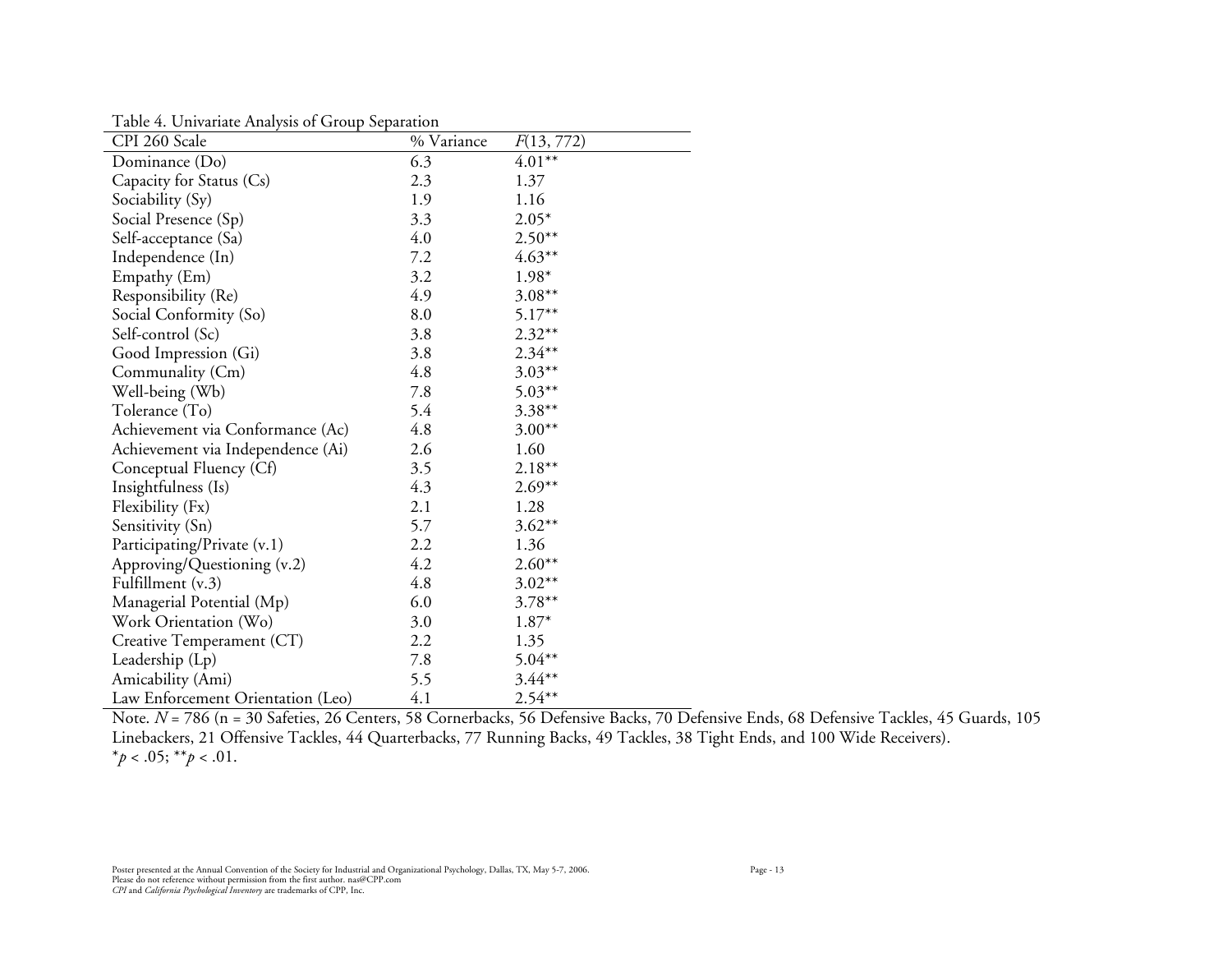Table 4. Univariate Analysis of Group Separation

| CPI 260 Scale | % Variance | $F(13, 772)$ |
|---|---|---|
| Dominance (Do) | 6.3 | 4.01** |
| Capacity for Status (Cs) | 2.3 | 1.37 |
| Sociability (Sy) | 1.9 | 1.16 |
| Social Presence (Sp) | 3.3 | 2.05* |
| Self-acceptance (Sa) | 4.0 | 2.50** |
| Independence (In) | 7.2 | 4.63** |
| Empathy (Em) | 3.2 | 1.98* |
| Responsibility (Re) | 4.9 | 3.08** |
| Social Conformity (So) | 8.0 | 5.17** |
| Self-control (Sc) | 3.8 | 2.32** |
| Good Impression (Gi) | 3.8 | 2.34** |
| Communality (Cm) | 4.8 | 3.03** |
| Well-being (Wb) | 7.8 | 5.03** |
| Tolerance (To) | 5.4 | 3.38** |
| Achievement via Conformance (Ac) | 4.8 | 3.00** |
| Achievement via Independence (Ai) | 2.6 | 1.60 |
| Conceptual Fluency (Cf) | 3.5 | 2.18** |
| Insightfulness (Is) | 4.3 | 2.69** |
| Flexibility (Fx) | 2.1 | 1.28 |
| Sensitivity (Sn) | 5.7 | 3.62** |
| Participating/Private (v.1) | 2.2 | 1.36 |
| Approving/Questioning (v.2) | 4.2 | 2.60** |
| Fulfillment (v.3) | 4.8 | 3.02** |
| Managerial Potential (Mp) | 6.0 | 3.78** |
| Work Orientation (Wo) | 3.0 | 1.87* |
| Creative Temperament (CT) | 2.2 | 1.35 |
| Leadership (Lp) | 7.8 | 5.04** |
| Amicability (Ami) | 5.5 | 3.44** |
| Law Enforcement Orientation (Leo) | 4.1 | 2.54** |

Note. $N$ = 786 (n = 30 Safeties, 26 Centers, 58 Cornerbacks, 56 Defensive Backs, 70 Defensive Ends, 68 Defensive Tackles, 45 Guards, 105 Linebackers, 21 Offensive Tackles, 44 Quarterbacks, 77 Running Backs, 49 Tackles, 38 Tight Ends, and 100 Wide Receivers).
*$p < .05$; **$p < .01$.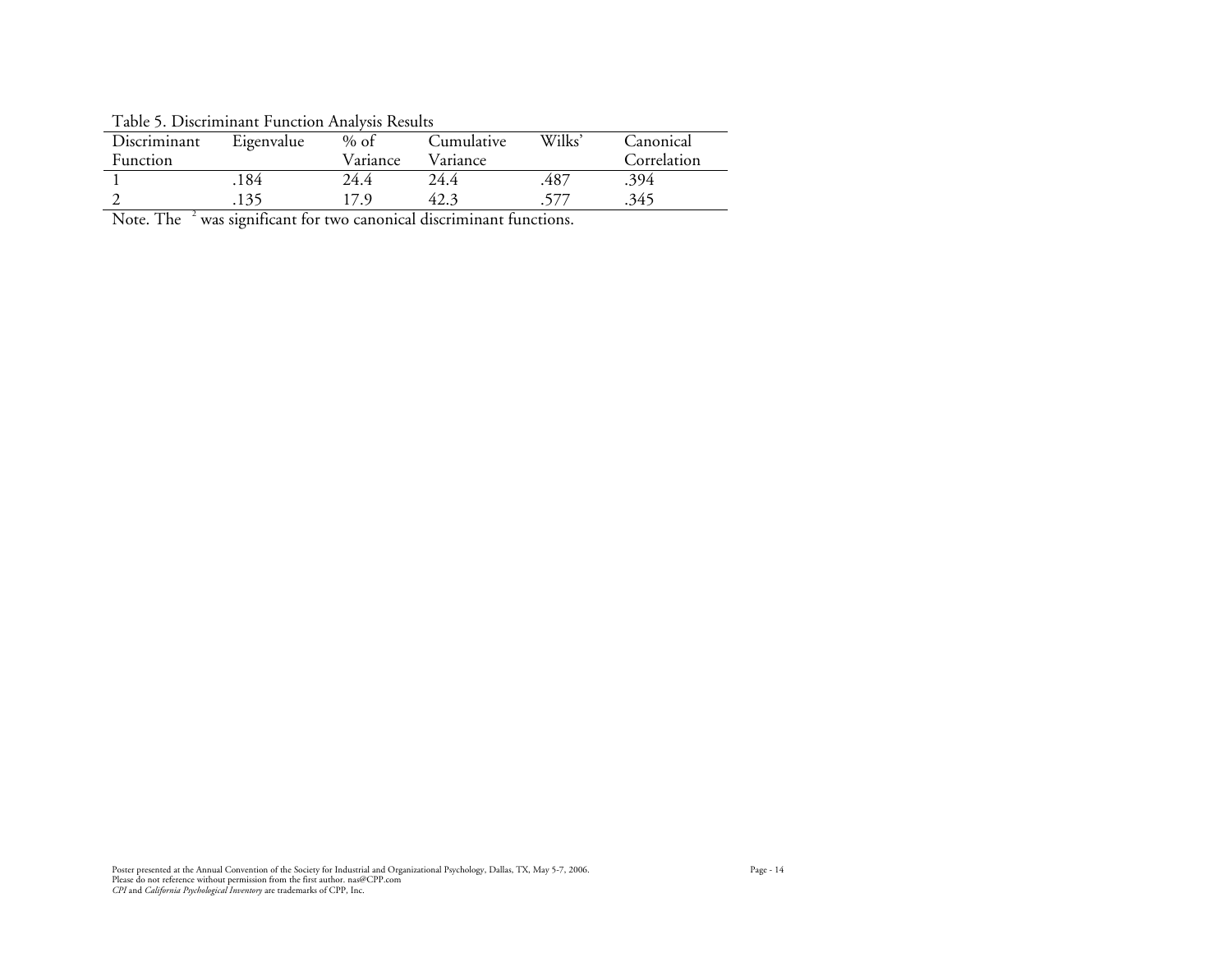Table 5. Discriminant Function Analysis Results

| Discriminant Function | Eigenvalue | % of Variance | Cumulative Variance | Wilks' | Canonical Correlation |
|---|---|---|---|---|---|
| 1 | .184 | 24.4 | 24.4 | .487 | .394 |
| 2 | .135 | 17.9 | 42.3 | .577 | .345 |

Note. The $^2$ was significant for two canonical discriminant functions.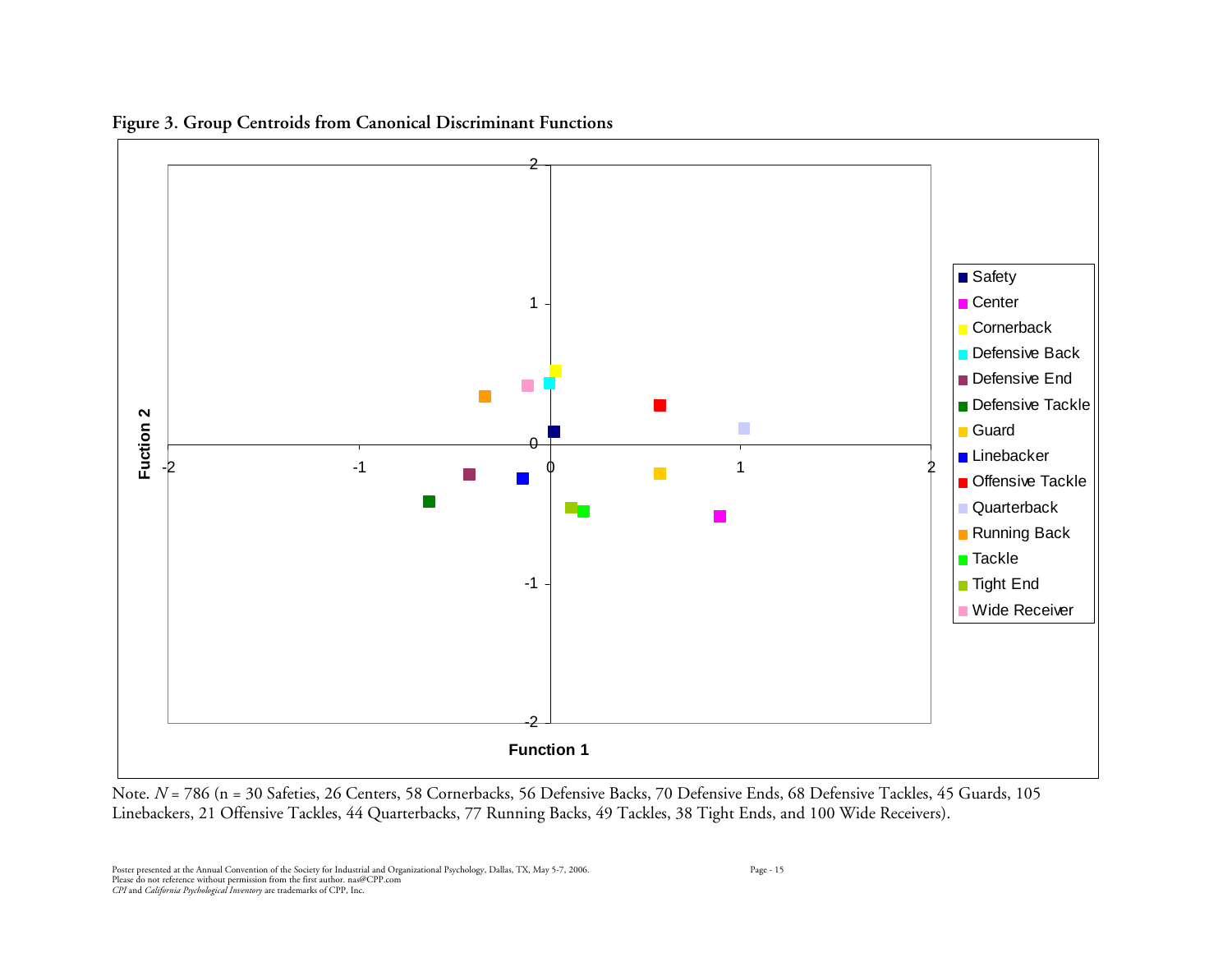**Figure 3. Group Centroids from Canonical Discriminant Functions**

2

1

0

-1

-2

-2

-1

0

1

2

Fuction 2

Function 1

Safety
Center
Cornerback
Defensive Back
Defensive End
Defensive Tackle
Guard
Linebacker
Offensive Tackle
Quarterback
Running Back
Tackle
Tight End
Wide Receiver

Note. *N* = 786 (n = 30 Safeties, 26 Centers, 58 Cornerbacks, 56 Defensive Backs, 70 Defensive Ends, 68 Defensive Tackles, 45 Guards, 105 Linebackers, 21 Offensive Tackles, 44 Quarterbacks, 77 Running Backs, 49 Tackles, 38 Tight Ends, and 100 Wide Receivers).

Poster presented at the Annual Convention of the Society for Industrial and Organizational Psychology, Dallas, TX, May 5-7, 2006.
Please do not reference without permission from the first author. nas@CPP.com
*CPI* and *California Psychological Inventory* are trademarks of CPP, Inc.